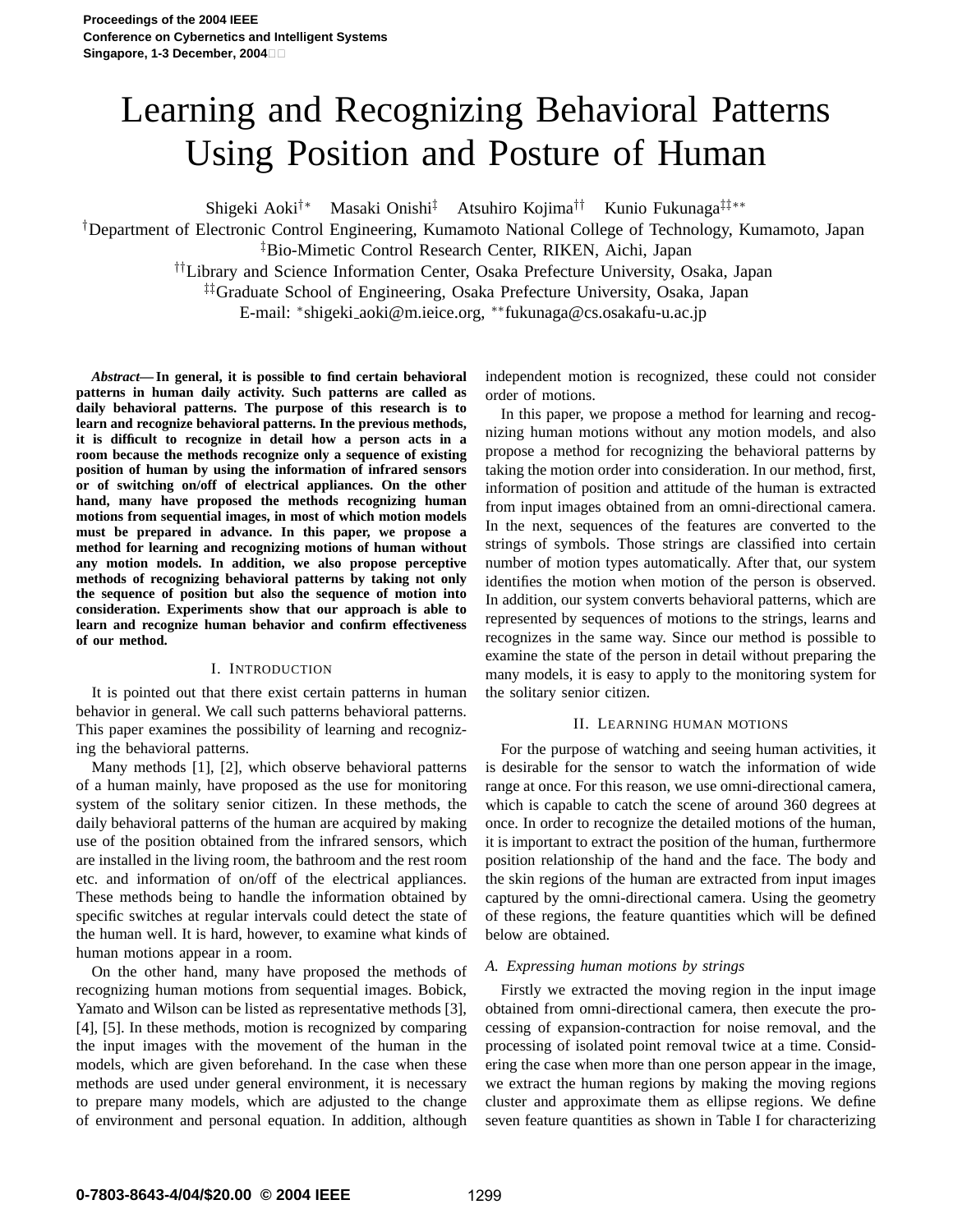# Learning and Recognizing Behavioral Patterns Using Position and Posture of Human

Shigeki Aoki[†*] Masaki Onishi[‡] Atsuhiro Kojima[††] Kunio Fukunaga[‡‡**]

[†]Department of Electronic Control Engineering, Kumamoto National College of Technology, Kumamoto, Japan
[‡]Bio-Mimetic Control Research Center, RIKEN, Aichi, Japan
[††]Library and Science Information Center, Osaka Prefecture University, Osaka, Japan
[‡‡]Graduate School of Engineering, Osaka Prefecture University, Osaka, Japan
E-mail: *shigeki_aoki@m.ieice.org, **fukunaga@cs.osakafu-u.ac.jp

***Abstract*— In general, it is possible to find certain behavioral patterns in human daily activity. Such patterns are called as daily behavioral patterns. The purpose of this research is to learn and recognize behavioral patterns. In the previous methods, it is difficult to recognize in detail how a person acts in a room because the methods recognize only a sequence of existing position of human by using the information of infrared sensors or of switching on/off of electrical appliances. On the other hand, many have proposed the methods recognizing human motions from sequential images, in most of which motion models must be prepared in advance. In this paper, we propose a method for learning and recognizing motions of human without any motion models. In addition, we also propose perceptive methods of recognizing behavioral patterns by taking not only the sequence of position but also the sequence of motion into consideration. Experiments show that our approach is able to learn and recognize human behavior and confirm effectiveness of our method.**

## I. Introduction

It is pointed out that there exist certain patterns in human behavior in general. We call such patterns behavioral patterns. This paper examines the possibility of learning and recognizing the behavioral patterns.

Many methods [1], [2], which observe behavioral patterns of a human mainly, have proposed as the use for monitoring system of the solitary senior citizen. In these methods, the daily behavioral patterns of the human are acquired by making use of the position obtained from the infrared sensors, which are installed in the living room, the bathroom and the rest room etc. and information of on/off of the electrical appliances. These methods being to handle the information obtained by specific switches at regular intervals could detect the state of the human well. It is hard, however, to examine what kinds of human motions appear in a room.

On the other hand, many have proposed the methods of recognizing human motions from sequential images. Bobick, Yamato and Wilson can be listed as representative methods [3], [4], [5]. In these methods, motion is recognized by comparing the input images with the movement of the human in the models, which are given beforehand. In the case when these methods are used under general environment, it is necessary to prepare many models, which are adjusted to the change of environment and personal equation. In addition, although independent motion is recognized, these could not consider order of motions.

In this paper, we propose a method for learning and recognizing human motions without any motion models, and also propose a method for recognizing the behavioral patterns by taking the motion order into consideration. In our method, first, information of position and attitude of the human is extracted from input images obtained from an omni-directional camera. In the next, sequences of the features are converted to the strings of symbols. Those strings are classified into certain number of motion types automatically. After that, our system identifies the motion when motion of the person is observed. In addition, our system converts behavioral patterns, which are represented by sequences of motions to the strings, learns and recognizes in the same way. Since our method is possible to examine the state of the person in detail without preparing the many models, it is easy to apply to the monitoring system for the solitary senior citizen.

## II. Learning Human Motions

For the purpose of watching and seeing human activities, it is desirable for the sensor to watch the information of wide range at once. For this reason, we use omni-directional camera, which is capable to catch the scene of around 360 degrees at once. In order to recognize the detailed motions of the human, it is important to extract the position of the human, furthermore position relationship of the hand and the face. The body and the skin regions of the human are extracted from input images captured by the omni-directional camera. Using the geometry of these regions, the feature quantities which will be defined below are obtained.

### A. Expressing human motions by strings

Firstly we extracted the moving region in the input image obtained from omni-directional camera, then execute the processing of expansion-contraction for noise removal, and the processing of isolated point removal twice at a time. Considering the case when more than one person appear in the image, we extract the human regions by making the moving regions cluster and approximate them as ellipse regions. We define seven feature quantities as shown in Table I for characterizing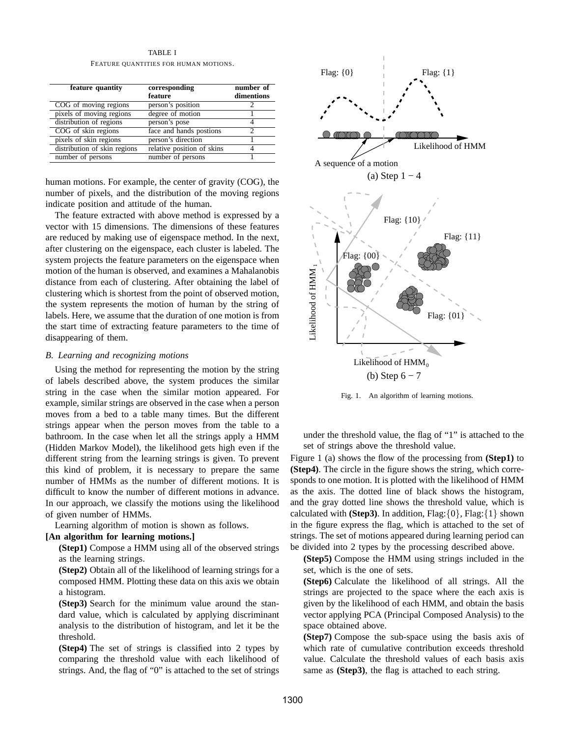TABLE I

FEATURE QUANTITIES FOR HUMAN MOTIONS.

| feature quantity | corresponding feature | number of dimentions |
|---|---|---|
| COG of moving regions | person's position | 2 |
| pixels of moving regions | degree of motion | 1 |
| distribution of regions | person's pose | 4 |
| COG of skin regions | face and hands postions | 2 |
| pixels of skin regions | person's direction | 1 |
| distribution of skin regions | relative position of skins | 4 |
| number of persons | number of persons | 1 |

human motions. For example, the center of gravity (COG), the number of pixels, and the distribution of the moving regions indicate position and attitude of the human.

The feature extracted with above method is expressed by a vector with 15 dimensions. The dimensions of these features are reduced by making use of eigenspace method. In the next, after clustering on the eigenspace, each cluster is labeled. The system projects the feature parameters on the eigenspace when motion of the human is observed, and examines a Mahalanobis distance from each of clustering. After obtaining the label of clustering which is shortest from the point of observed motion, the system represents the motion of human by the string of labels. Here, we assume that the duration of one motion is from the start time of extracting feature parameters to the time of disappearing of them.

### *B. Learning and recognizing motions*

Using the method for representing the motion by the string of labels described above, the system produces the similar string in the case when the similar motion appeared. For example, similar strings are observed in the case when a person moves from a bed to a table many times. But the different strings appear when the person moves from the table to a bathroom. In the case when let all the strings apply a HMM (Hidden Markov Model), the likelihood gets high even if the different string from the learning strings is given. To prevent this kind of problem, it is necessary to prepare the same number of HMMs as the number of different motions. It is difficult to know the number of different motions in advance. In our approach, we classify the motions using the likelihood of given number of HMMs.

Learning algorithm of motion is shown as follows.

**[An algorithm for learning motions.]**

**(Step1)** Compose a HMM using all of the observed strings as the learning strings.

**(Step2)** Obtain all of the likelihood of learning strings for a composed HMM. Plotting these data on this axis we obtain a histogram.

**(Step3)** Search for the minimum value around the standard value, which is calculated by applying discriminant analysis to the distribution of histogram, and let it be the threshold.

**(Step4)** The set of strings is classified into 2 types by comparing the threshold value with each likelihood of strings. And, the flag of "0" is attached to the set of strings under the threshold value, the flag of "1" is attached to the set of strings above the threshold value.

Fig. 1. An algorithm of learning motions.

Figure 1 (a) shows the flow of the processing from **(Step1)** to **(Step4)**. The circle in the figure shows the string, which corresponds to one motion. It is plotted with the likelihood of HMM as the axis. The dotted line of black shows the histogram, and the gray dotted line shows the threshold value, which is calculated with **(Step3)**. In addition, Flag:$\{0\}$, Flag:$\{1\}$ shown in the figure express the flag, which is attached to the set of strings. The set of motions appeared during learning period can be divided into 2 types by the processing described above.

**(Step5)** Compose the HMM using strings included in the set, which is the one of sets.

**(Step6)** Calculate the likelihood of all strings. All the strings are projected to the space where the each axis is given by the likelihood of each HMM, and obtain the basis vector applying PCA (Principal Composed Analysis) to the space obtained above.

**(Step7)** Compose the sub-space using the basis axis of which rate of cumulative contribution exceeds threshold value. Calculate the threshold values of each basis axis same as **(Step3)**, the flag is attached to each string.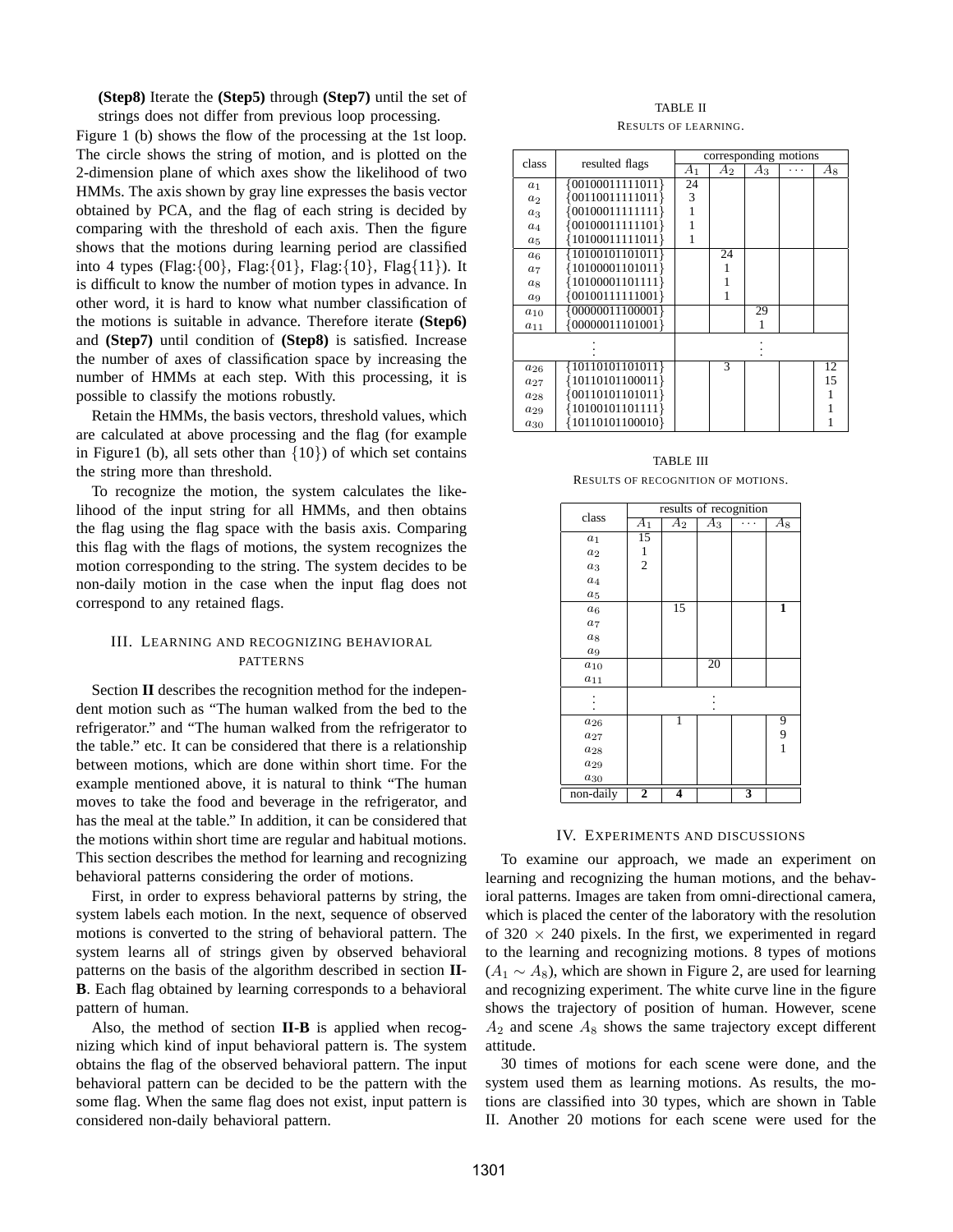**(Step8)** Iterate the **(Step5)** through **(Step7)** until the set of strings does not differ from previous loop processing.

Figure 1 (b) shows the flow of the processing at the 1st loop. The circle shows the string of motion, and is plotted on the 2-dimension plane of which axes show the likelihood of two HMMs. The axis shown by gray line expresses the basis vector obtained by PCA, and the flag of each string is decided by comparing with the threshold of each axis. Then the figure shows that the motions during learning period are classified into 4 types (Flag:{00}, Flag:{01}, Flag:{10}, Flag{11}). It is difficult to know the number of motion types in advance. In other word, it is hard to know what number classification of the motions is suitable in advance. Therefore iterate **(Step6)** and **(Step7)** until condition of **(Step8)** is satisfied. Increase the number of axes of classification space by increasing the number of HMMs at each step. With this processing, it is possible to classify the motions robustly.

Retain the HMMs, the basis vectors, threshold values, which are calculated at above processing and the flag (for example in Figure1 (b), all sets other than {10}) of which set contains the string more than threshold.

To recognize the motion, the system calculates the likelihood of the input string for all HMMs, and then obtains the flag using the flag space with the basis axis. Comparing this flag with the flags of motions, the system recognizes the motion corresponding to the string. The system decides to be non-daily motion in the case when the input flag does not correspond to any retained flags.

## III. Learning and recognizing behavioral patterns

Section **II** describes the recognition method for the independent motion such as "The human walked from the bed to the refrigerator." and "The human walked from the refrigerator to the table." etc. It can be considered that there is a relationship between motions, which are done within short time. For the example mentioned above, it is natural to think "The human moves to take the food and beverage in the refrigerator, and has the meal at the table." In addition, it can be considered that the motions within short time are regular and habitual motions. This section describes the method for learning and recognizing behavioral patterns considering the order of motions.

First, in order to express behavioral patterns by string, the system labels each motion. In the next, sequence of observed motions is converted to the string of behavioral pattern. The system learns all of strings given by observed behavioral patterns on the basis of the algorithm described in section **II-B**. Each flag obtained by learning corresponds to a behavioral pattern of human.

Also, the method of section **II-B** is applied when recognizing which kind of input behavioral pattern is. The system obtains the flag of the observed behavioral pattern. The input behavioral pattern can be decided to be the pattern with the some flag. When the same flag does not exist, input pattern is considered non-daily behavioral pattern.

TABLE II
Results of learning.

| class | resulted flags | corresponding motions | | | | |
|---|---|---|---|---|---|---|
| | | $A_1$ | $A_2$ | $A_3$ | $\cdots$ | $A_8$ |
| $a_1$ | {00100011111011} | 24 | | | | |
| $a_2$ | {00110011111011} | 3 | | | | |
| $a_3$ | {00100011111111} | 1 | | | | |
| $a_4$ | {00100011111101} | 1 | | | | |
| $a_5$ | {10100011111011} | 1 | | | | |
| $a_6$ | {10100101101011} | | 24 | | | |
| $a_7$ | {10100001101011} | | 1 | | | |
| $a_8$ | {10100001101111} | | 1 | | | |
| $a_9$ | {00100111111001} | | 1 | | | |
| $a_{10}$ | {00000011100001} | | | 29 | | |
| $a_{11}$ | {00000011101001} | | | 1 | | |
| $\vdots$ | | | | $\vdots$ | | |
| $a_{26}$ | {10110101101011} | | 3 | | | 12 |
| $a_{27}$ | {10110101100011} | | | | | 15 |
| $a_{28}$ | {00110101101011} | | | | | 1 |
| $a_{29}$ | {10100101101111} | | | | | 1 |
| $a_{30}$ | {10110101100010} | | | | | 1 |

TABLE III
Results of recognition of motions.

| class | results of recognition | | | | |
|---|---|---|---|---|---|
| | $A_1$ | $A_2$ | $A_3$ | $\cdots$ | $A_8$ |
| $a_1$ | 15 | | | | |
| $a_2$ | 1 | | | | |
| $a_3$ | 2 | | | | |
| $a_4$ | | | | | |
| $a_5$ | | | | | |
| $a_6$ | | 15 | | | **1** |
| $a_7$ | | | | | |
| $a_8$ | | | | | |
| $a_9$ | | | | | |
| $a_{10}$ | | | 20 | | |
| $a_{11}$ | | | | | |
| $\vdots$ | | | $\vdots$ | | |
| $a_{26}$ | | 1 | | | 9 |
| $a_{27}$ | | | | | 9 |
| $a_{28}$ | | | | | 1 |
| $a_{29}$ | | | | | |
| $a_{30}$ | | | | | |
| non-daily | **2** | **4** | | **3** | |

## IV. Experiments and discussions

To examine our approach, we made an experiment on learning and recognizing the human motions, and the behavioral patterns. Images are taken from omni-directional camera, which is placed the center of the laboratory with the resolution of 320 × 240 pixels. In the first, we experimented in regard to the learning and recognizing motions. 8 types of motions ($A_1 \sim A_8$), which are shown in Figure 2, are used for learning and recognizing experiment. The white curve line in the figure shows the trajectory of position of human. However, scene $A_2$ and scene $A_8$ shows the same trajectory except different attitude.

30 times of motions for each scene were done, and the system used them as learning motions. As results, the motions are classified into 30 types, which are shown in Table II. Another 20 motions for each scene were used for the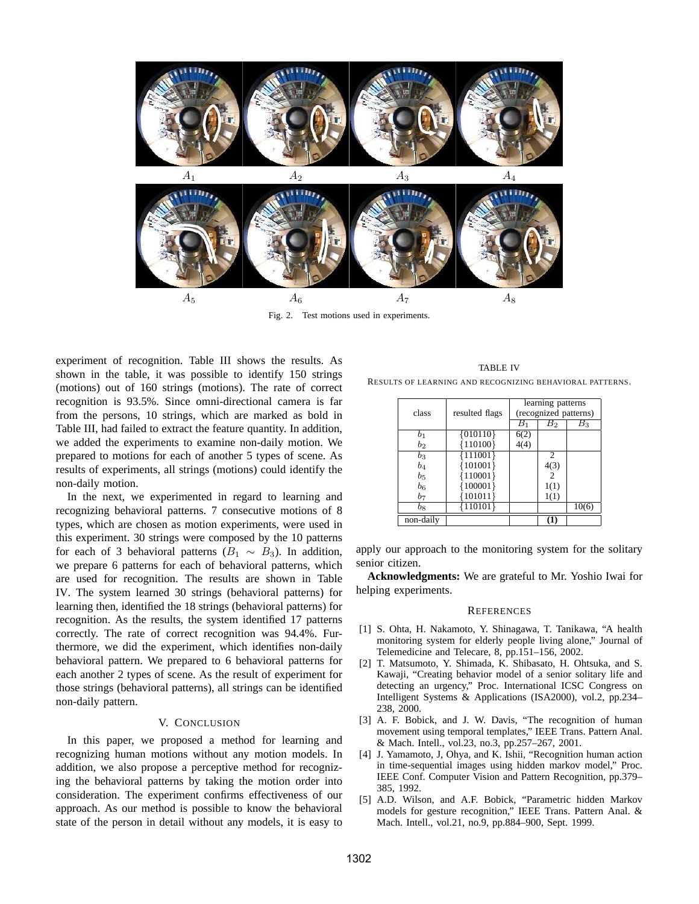$A_1$ $A_2$ $A_3$ $A_4$

$A_5$ $A_6$ $A_7$ $A_8$

Fig. 2. Test motions used in experiments.

experiment of recognition. Table III shows the results. As shown in the table, it was possible to identify 150 strings (motions) out of 160 strings (motions). The rate of correct recognition is 93.5%. Since omni-directional camera is far from the persons, 10 strings, which are marked as bold in Table III, had failed to extract the feature quantity. In addition, we added the experiments to examine non-daily motion. We prepared to motions for each of another 5 types of scene. As results of experiments, all strings (motions) could identify the non-daily motion.

In the next, we experimented in regard to learning and recognizing behavioral patterns. 7 consecutive motions of 8 types, which are chosen as motion experiments, were used in this experiment. 30 strings were composed by the 10 patterns for each of 3 behavioral patterns ($B_1 \sim B_3$). In addition, we prepare 6 patterns for each of behavioral patterns, which are used for recognition. The results are shown in Table IV. The system learned 30 strings (behavioral patterns) for learning then, identified the 18 strings (behavioral patterns) for recognition. As the results, the system identified 17 patterns correctly. The rate of correct recognition was 94.4%. Furthermore, we did the experiment, which identifies non-daily behavioral pattern. We prepared to 6 behavioral patterns for each another 2 types of scene. As the result of experiment for those strings (behavioral patterns), all strings can be identified non-daily pattern.

TABLE IV
RESULTS OF LEARNING AND RECOGNIZING BEHAVIORAL PATTERNS.

| class | resulted flags | learning patterns (recognized patterns) | | |
|---|---|---|---|---|
| | | $B_1$ | $B_2$ | $B_3$ |
| $b_1$ | {010110} | 6(2) | | |
| $b_2$ | {110100} | 4(4) | | |
| $b_3$ | {111001} | | 2 | |
| $b_4$ | {101001} | | 4(3) | |
| $b_5$ | {110001} | | 2 | |
| $b_6$ | {100001} | | 1(1) | |
| $b_7$ | {101011} | | 1(1) | |
| $b_8$ | {110101} | | | 10(6) |
| non-daily | | | **(1)** | |

## V. Conclusion

In this paper, we proposed a method for learning and recognizing human motions without any motion models. In addition, we also propose a perceptive method for recognizing the behavioral patterns by taking the motion order into consideration. The experiment confirms effectiveness of our approach. As our method is possible to know the behavioral state of the person in detail without any models, it is easy to apply our approach to the monitoring system for the solitary senior citizen.

**Acknowledgments:** We are grateful to Mr. Yoshio Iwai for helping experiments.

## References

[1] S. Ohta, H. Nakamoto, Y. Shinagawa, T. Tanikawa, "A health monitoring system for elderly people living alone," Journal of Telemedicine and Telecare, 8, pp.151–156, 2002.

[2] T. Matsumoto, Y. Shimada, K. Shibasato, H. Ohtsuka, and S. Kawaji, "Creating behavior model of a senior solitary life and detecting an urgency," Proc. International ICSC Congress on Intelligent Systems & Applications (ISA2000), vol.2, pp.234–238, 2000.

[3] A. F. Bobick, and J. W. Davis, "The recognition of human movement using temporal templates," IEEE Trans. Pattern Anal. & Mach. Intell., vol.23, no.3, pp.257–267, 2001.

[4] J. Yamamoto, J, Ohya, and K. Ishii, "Recognition human action in time-sequential images using hidden markov model," Proc. IEEE Conf. Computer Vision and Pattern Recognition, pp.379–385, 1992.

[5] A.D. Wilson, and A.F. Bobick, "Parametric hidden Markov models for gesture recognition," IEEE Trans. Pattern Anal. & Mach. Intell., vol.21, no.9, pp.884–900, Sept. 1999.